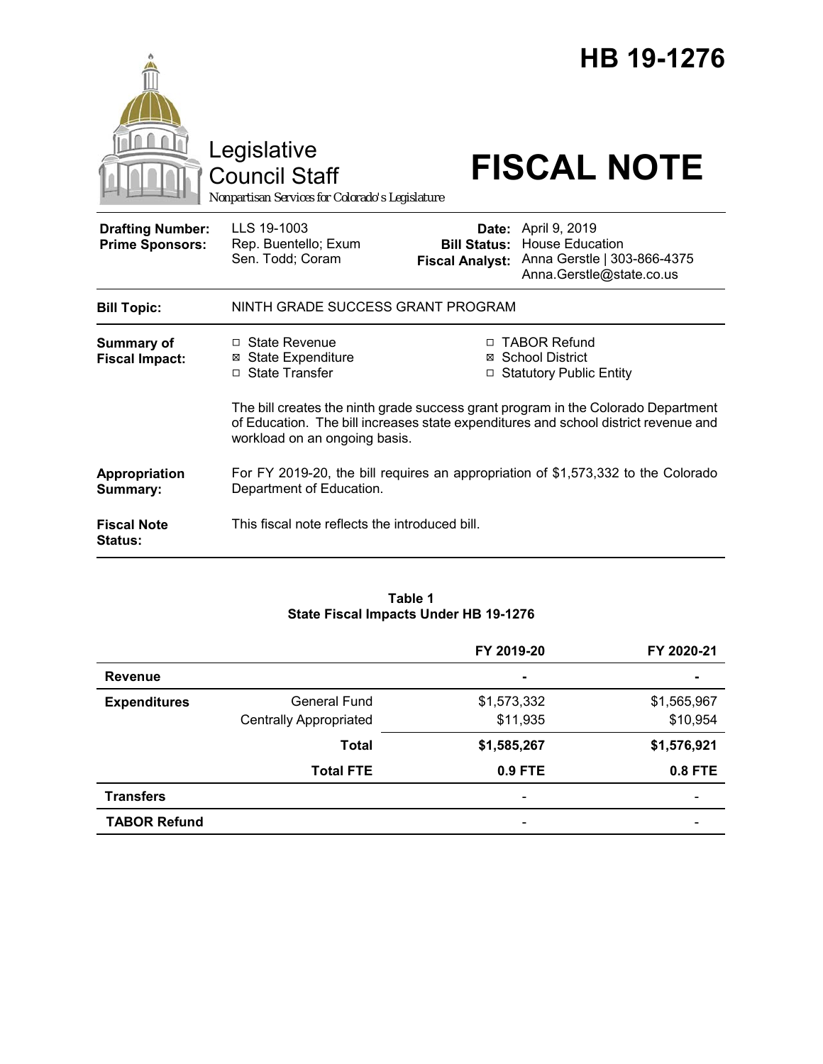# HB 19-1276

Legislative Council Staff

*Nonpartisan Services for Colorado's Legislature*

# FISCAL NOTE

| | | | |
|---|---|---|---|
| **Drafting Number:** | LLS 19-1003 | **Date:** | April 9, 2019 |
| **Prime Sponsors:** | Rep. Buentello; Exum<br>Sen. Todd; Coram | **Bill Status:** | House Education |
| | | **Fiscal Analyst:** | Anna Gerstle \| 303-866-4375<br>Anna.Gerstle@state.co.us |

**Bill Topic:** NINTH GRADE SUCCESS GRANT PROGRAM

**Summary of Fiscal Impact:**

- ☐ State Revenue
- ☒ State Expenditure
- ☐ State Transfer
- ☐ TABOR Refund
- ☒ School District
- ☐ Statutory Public Entity

The bill creates the ninth grade success grant program in the Colorado Department of Education. The bill increases state expenditures and school district revenue and workload on an ongoing basis.

**Appropriation Summary:** For FY 2019-20, the bill requires an appropriation of $1,573,332 to the Colorado Department of Education.

**Fiscal Note Status:** This fiscal note reflects the introduced bill.

**Table 1**
**State Fiscal Impacts Under HB 19-1276**

| | | FY 2019-20 | FY 2020-21 |
|---|---|---|---|
| **Revenue** | | - | - |
| **Expenditures** | General Fund | $1,573,332 | $1,565,967 |
| | Centrally Appropriated | $11,935 | $10,954 |
| | **Total** | **$1,585,267** | **$1,576,921** |
| | **Total FTE** | **0.9 FTE** | **0.8 FTE** |
| **Transfers** | | - | - |
| **TABOR Refund** | | - | - |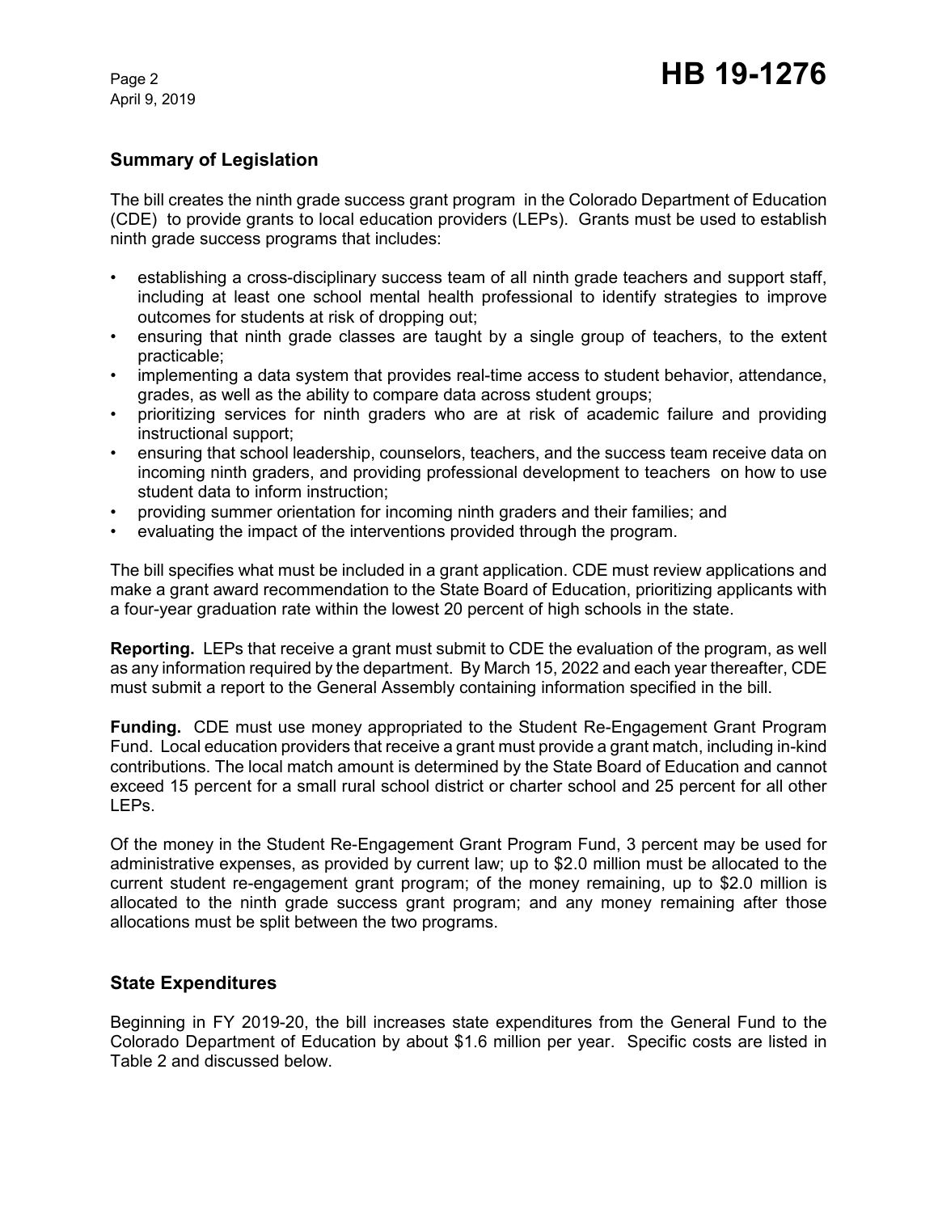## Summary of Legislation

The bill creates the ninth grade success grant program in the Colorado Department of Education (CDE) to provide grants to local education providers (LEPs). Grants must be used to establish ninth grade success programs that includes:

- establishing a cross-disciplinary success team of all ninth grade teachers and support staff, including at least one school mental health professional to identify strategies to improve outcomes for students at risk of dropping out;
- ensuring that ninth grade classes are taught by a single group of teachers, to the extent practicable;
- implementing a data system that provides real-time access to student behavior, attendance, grades, as well as the ability to compare data across student groups;
- prioritizing services for ninth graders who are at risk of academic failure and providing instructional support;
- ensuring that school leadership, counselors, teachers, and the success team receive data on incoming ninth graders, and providing professional development to teachers on how to use student data to inform instruction;
- providing summer orientation for incoming ninth graders and their families; and
- evaluating the impact of the interventions provided through the program.

The bill specifies what must be included in a grant application. CDE must review applications and make a grant award recommendation to the State Board of Education, prioritizing applicants with a four-year graduation rate within the lowest 20 percent of high schools in the state.

**Reporting.** LEPs that receive a grant must submit to CDE the evaluation of the program, as well as any information required by the department. By March 15, 2022 and each year thereafter, CDE must submit a report to the General Assembly containing information specified in the bill.

**Funding.** CDE must use money appropriated to the Student Re-Engagement Grant Program Fund. Local education providers that receive a grant must provide a grant match, including in-kind contributions. The local match amount is determined by the State Board of Education and cannot exceed 15 percent for a small rural school district or charter school and 25 percent for all other LEPs.

Of the money in the Student Re-Engagement Grant Program Fund, 3 percent may be used for administrative expenses, as provided by current law; up to $2.0 million must be allocated to the current student re-engagement grant program; of the money remaining, up to $2.0 million is allocated to the ninth grade success grant program; and any money remaining after those allocations must be split between the two programs.

## State Expenditures

Beginning in FY 2019-20, the bill increases state expenditures from the General Fund to the Colorado Department of Education by about $1.6 million per year. Specific costs are listed in Table 2 and discussed below.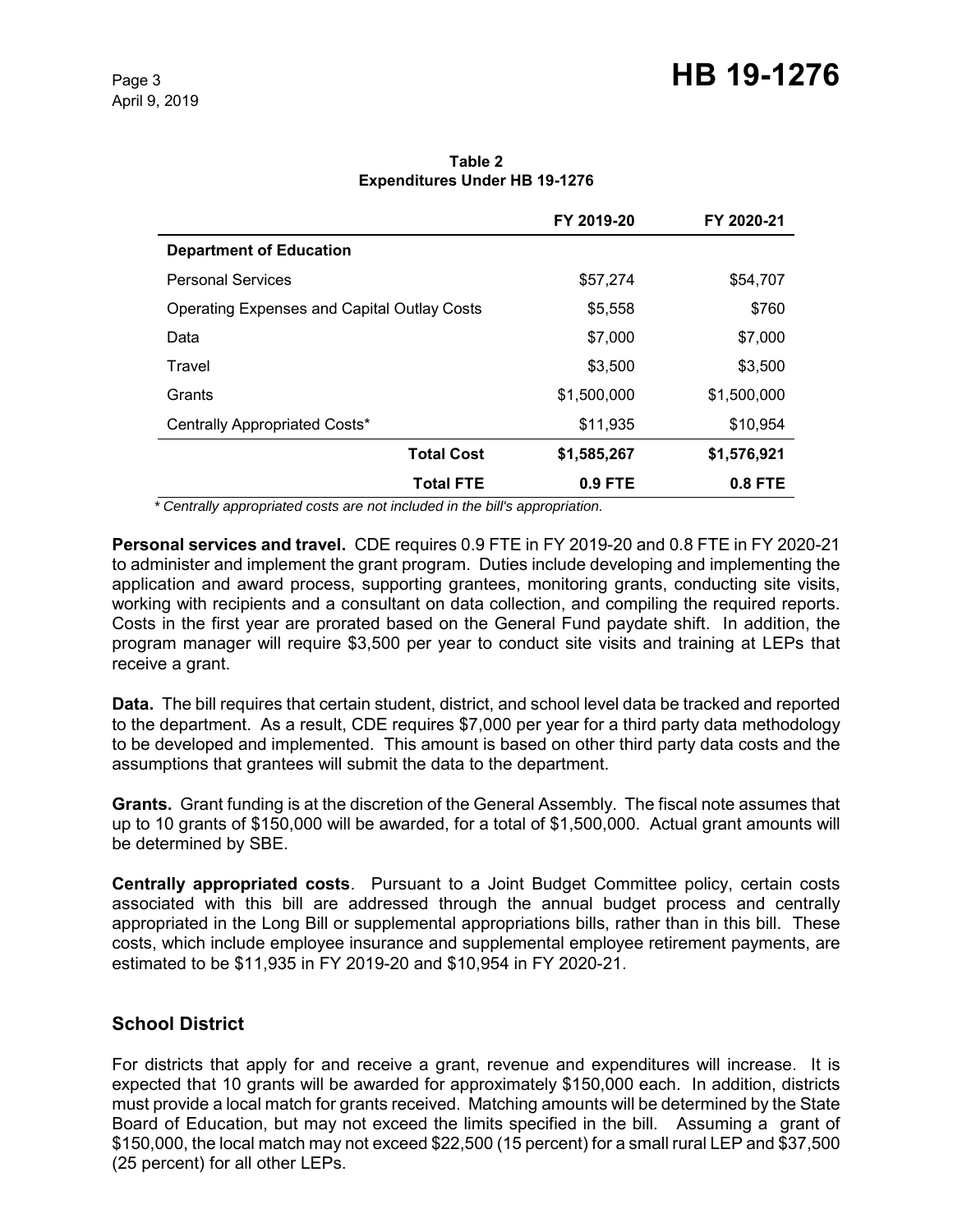**Table 2**
**Expenditures Under HB 19-1276**

| | FY 2019-20 | FY 2020-21 |
|---|---|---|
| **Department of Education** | | |
| Personal Services | $57,274 | $54,707 |
| Operating Expenses and Capital Outlay Costs | $5,558 | $760 |
| Data | $7,000 | $7,000 |
| Travel | $3,500 | $3,500 |
| Grants | $1,500,000 | $1,500,000 |
| Centrally Appropriated Costs* | $11,935 | $10,954 |
| **Total Cost** | **$1,585,267** | **$1,576,921** |
| **Total FTE** | **0.9 FTE** | **0.8 FTE** |

*\* Centrally appropriated costs are not included in the bill's appropriation.*

**Personal services and travel.** CDE requires 0.9 FTE in FY 2019-20 and 0.8 FTE in FY 2020-21 to administer and implement the grant program. Duties include developing and implementing the application and award process, supporting grantees, monitoring grants, conducting site visits, working with recipients and a consultant on data collection, and compiling the required reports. Costs in the first year are prorated based on the General Fund paydate shift. In addition, the program manager will require $3,500 per year to conduct site visits and training at LEPs that receive a grant.

**Data.** The bill requires that certain student, district, and school level data be tracked and reported to the department. As a result, CDE requires $7,000 per year for a third party data methodology to be developed and implemented. This amount is based on other third party data costs and the assumptions that grantees will submit the data to the department.

**Grants.** Grant funding is at the discretion of the General Assembly. The fiscal note assumes that up to 10 grants of $150,000 will be awarded, for a total of $1,500,000. Actual grant amounts will be determined by SBE.

**Centrally appropriated costs**. Pursuant to a Joint Budget Committee policy, certain costs associated with this bill are addressed through the annual budget process and centrally appropriated in the Long Bill or supplemental appropriations bills, rather than in this bill. These costs, which include employee insurance and supplemental employee retirement payments, are estimated to be $11,935 in FY 2019-20 and $10,954 in FY 2020-21.

## School District

For districts that apply for and receive a grant, revenue and expenditures will increase. It is expected that 10 grants will be awarded for approximately $150,000 each. In addition, districts must provide a local match for grants received. Matching amounts will be determined by the State Board of Education, but may not exceed the limits specified in the bill. Assuming a grant of $150,000, the local match may not exceed $22,500 (15 percent) for a small rural LEP and $37,500 (25 percent) for all other LEPs.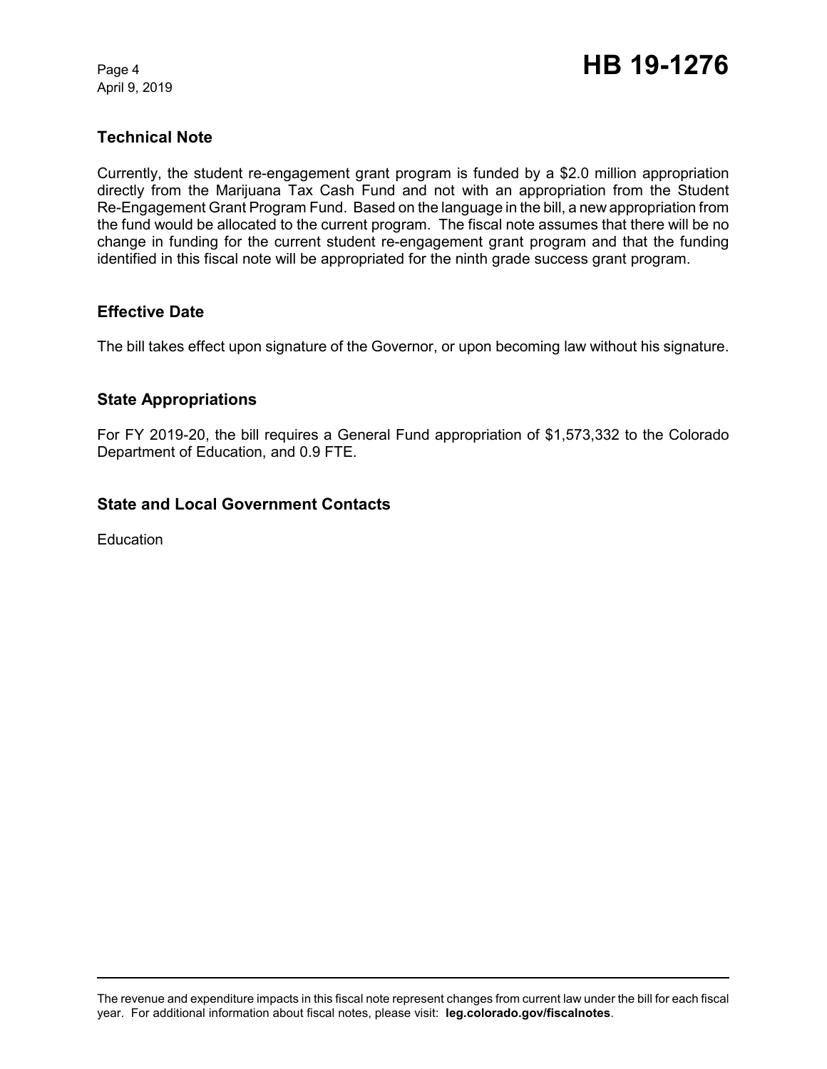## Technical Note

Currently, the student re-engagement grant program is funded by a $2.0 million appropriation directly from the Marijuana Tax Cash Fund and not with an appropriation from the Student Re-Engagement Grant Program Fund. Based on the language in the bill, a new appropriation from the fund would be allocated to the current program. The fiscal note assumes that there will be no change in funding for the current student re-engagement grant program and that the funding identified in this fiscal note will be appropriated for the ninth grade success grant program.

## Effective Date

The bill takes effect upon signature of the Governor, or upon becoming law without his signature.

## State Appropriations

For FY 2019-20, the bill requires a General Fund appropriation of $1,573,332 to the Colorado Department of Education, and 0.9 FTE.

## State and Local Government Contacts

Education

The revenue and expenditure impacts in this fiscal note represent changes from current law under the bill for each fiscal year. For additional information about fiscal notes, please visit: **leg.colorado.gov/fiscalnotes**.